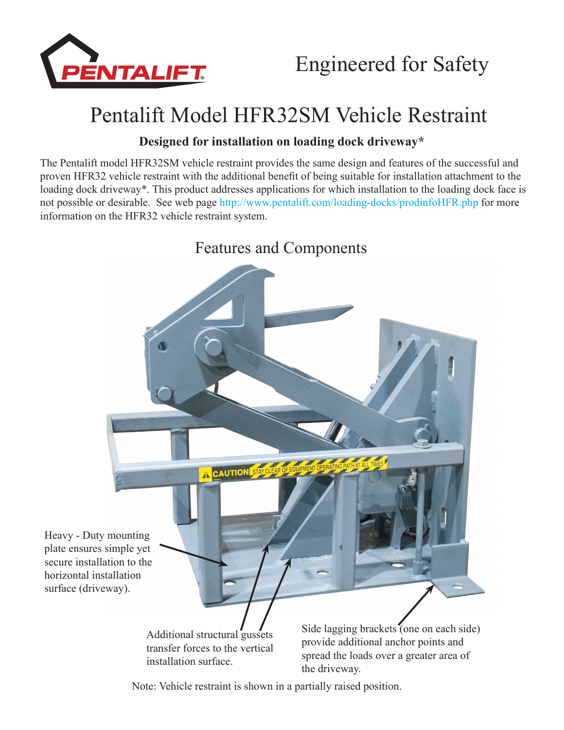Engineered for Safety

# Pentalift Model HFR32SM Vehicle Restraint

**Designed for installation on loading dock driveway***

The Pentalift model HFR32SM vehicle restraint provides the same design and features of the successful and proven HFR32 vehicle restraint with the additional benefit of being suitable for installation attachment to the loading dock driveway*. This product addresses applications for which installation to the loading dock face is not possible or desirable. See web page http://www.pentalift.com/loading-docks/prodinfoHFR.php for more information on the HFR32 vehicle restraint system.

## Features and Components

Heavy - Duty mounting plate ensures simple yet secure installation to the horizontal installation surface (driveway).

Additional structural gussets transfer forces to the vertical installation surface.

Side lagging brackets (one on each side) provide additional anchor points and spread the loads over a greater area of the driveway.

Note: Vehicle restraint is shown in a partially raised position.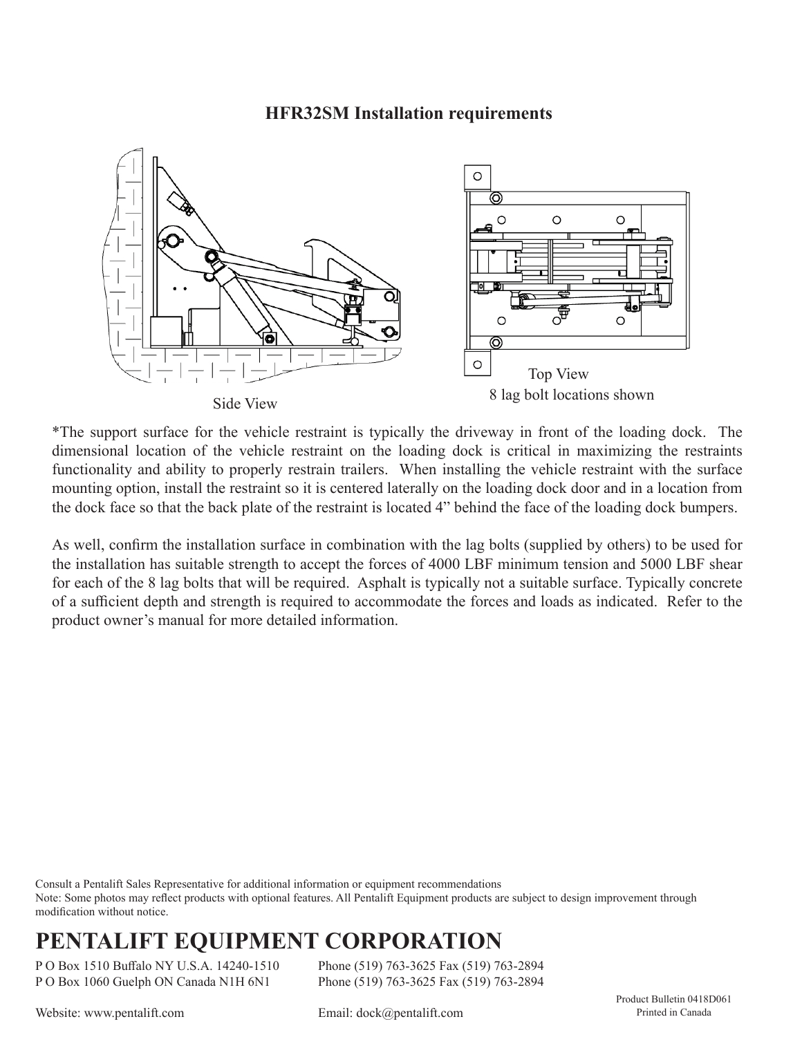## HFR32SM Installation requirements

Side View

Top View
8 lag bolt locations shown

*The support surface for the vehicle restraint is typically the driveway in front of the loading dock. The dimensional location of the vehicle restraint on the loading dock is critical in maximizing the restraints functionality and ability to properly restrain trailers. When installing the vehicle restraint with the surface mounting option, install the restraint so it is centered laterally on the loading dock door and in a location from the dock face so that the back plate of the restraint is located 4" behind the face of the loading dock bumpers.

As well, confirm the installation surface in combination with the lag bolts (supplied by others) to be used for the installation has suitable strength to accept the forces of 4000 LBF minimum tension and 5000 LBF shear for each of the 8 lag bolts that will be required. Asphalt is typically not a suitable surface. Typically concrete of a sufficient depth and strength is required to accommodate the forces and loads as indicated. Refer to the product owner's manual for more detailed information.

Consult a Pentalift Sales Representative for additional information or equipment recommendations
Note: Some photos may reflect products with optional features. All Pentalift Equipment products are subject to design improvement through modification without notice.

# PENTALIFT EQUIPMENT CORPORATION

P O Box 1510 Buffalo NY U.S.A. 14240-1510 Phone (519) 763-3625 Fax (519) 763-2894
P O Box 1060 Guelph ON Canada N1H 6N1 Phone (519) 763-3625 Fax (519) 763-2894

Website: www.pentalift.com Email: dock@pentalift.com

Product Bulletin 0418D061
Printed in Canada